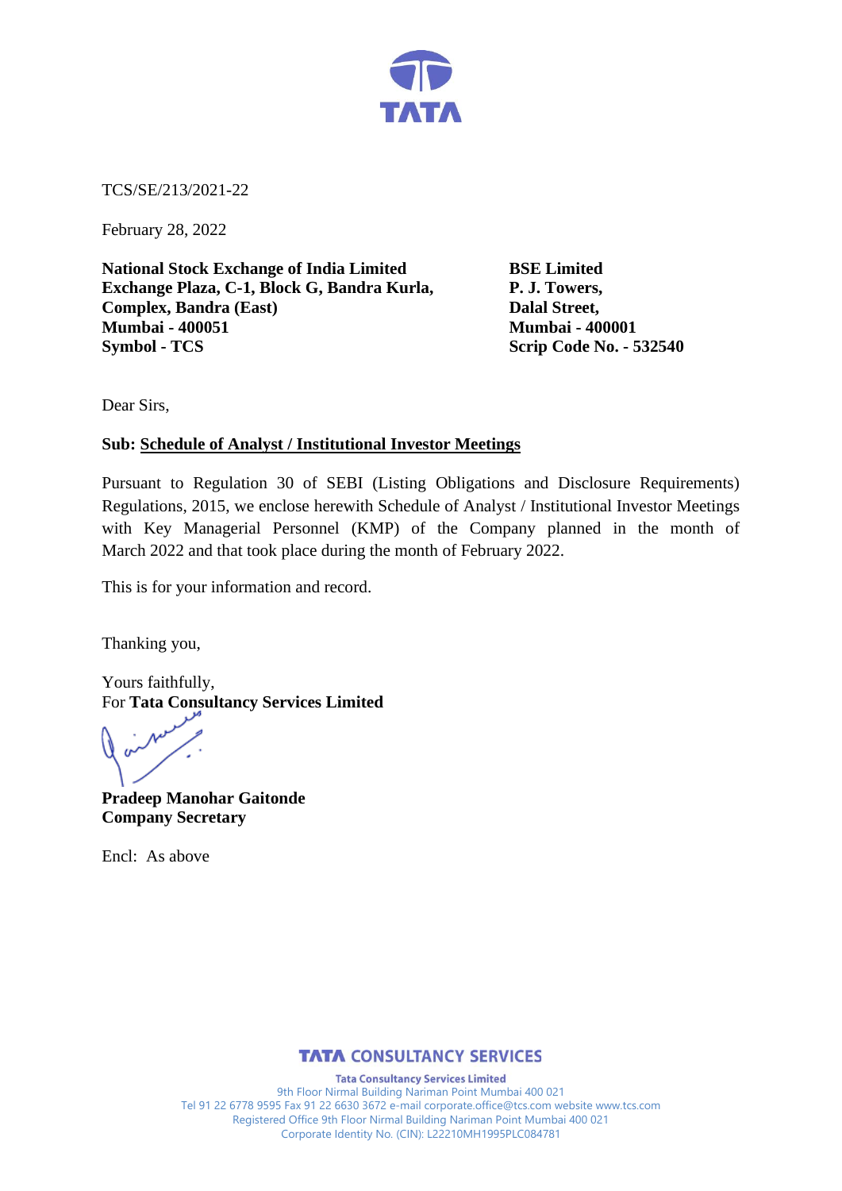TCS/SE/213/2021-22

February 28, 2022

**National Stock Exchange of India Limited**
**Exchange Plaza, C-1, Block G, Bandra Kurla,**
**Complex, Bandra (East)**
**Mumbai - 400051**
**Symbol - TCS**

**BSE Limited**
**P. J. Towers,**
**Dalal Street,**
**Mumbai - 400001**
**Scrip Code No. - 532540**

Dear Sirs,

**Sub: Schedule of Analyst / Institutional Investor Meetings**

Pursuant to Regulation 30 of SEBI (Listing Obligations and Disclosure Requirements) Regulations, 2015, we enclose herewith Schedule of Analyst / Institutional Investor Meetings with Key Managerial Personnel (KMP) of the Company planned in the month of March 2022 and that took place during the month of February 2022.

This is for your information and record.

Thanking you,

Yours faithfully,
For **Tata Consultancy Services Limited**

**Pradeep Manohar Gaitonde**
**Company Secretary**

Encl: As above

**TATA CONSULTANCY SERVICES**

**Tata Consultancy Services Limited**
9th Floor Nirmal Building Nariman Point Mumbai 400 021
Tel 91 22 6778 9595 Fax 91 22 6630 3672 e-mail corporate.office@tcs.com website www.tcs.com
Registered Office 9th Floor Nirmal Building Nariman Point Mumbai 400 021
Corporate Identity No. (CIN): L22210MH1995PLC084781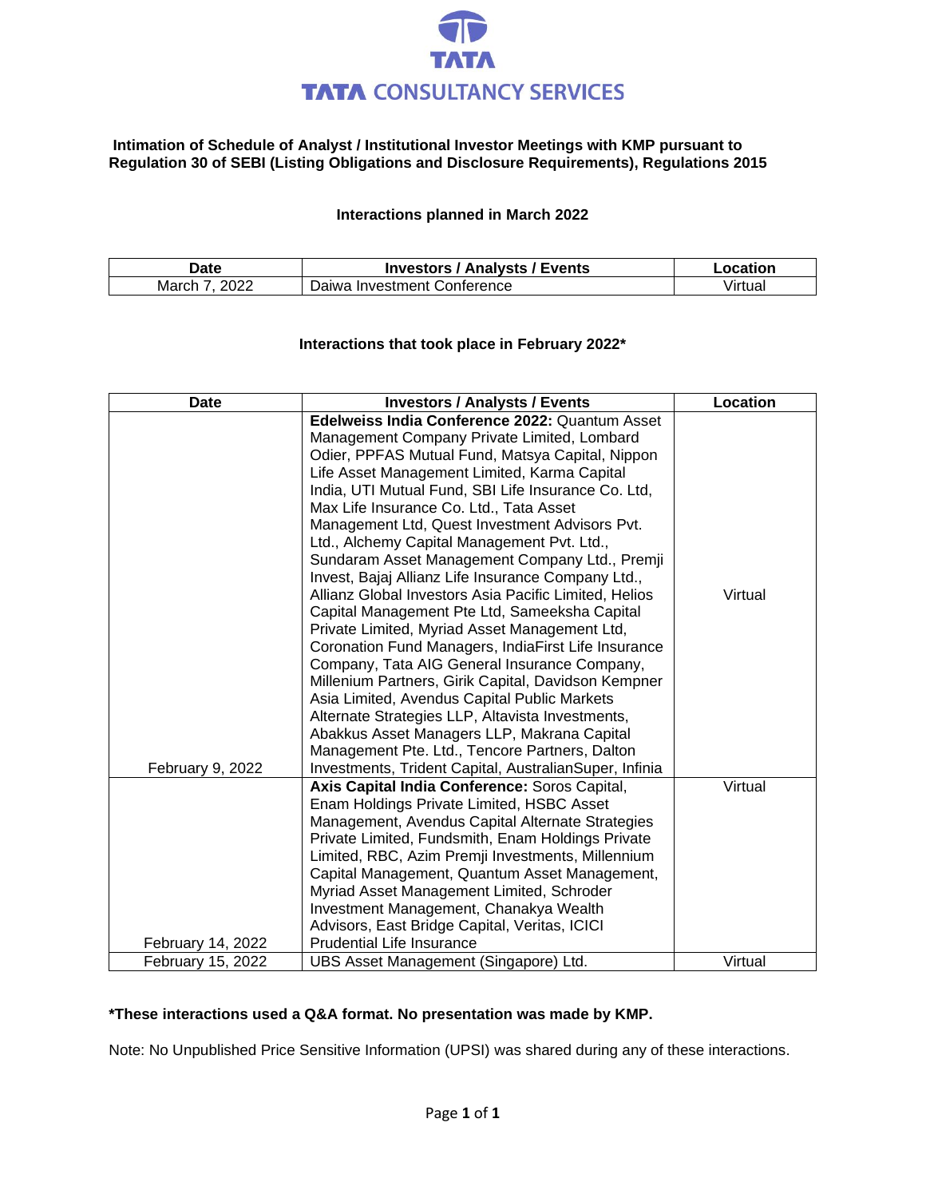**Intimation of Schedule of Analyst / Institutional Investor Meetings with KMP pursuant to Regulation 30 of SEBI (Listing Obligations and Disclosure Requirements), Regulations 2015**

**Interactions planned in March 2022**

| Date | Investors / Analysts / Events | Location |
|---|---|---|
| March 7, 2022 | Daiwa Investment Conference | Virtual |

**Interactions that took place in February 2022***

| Date | Investors / Analysts / Events | Location |
|---|---|---|
| February 9, 2022 | **Edelweiss India Conference 2022:** Quantum Asset Management Company Private Limited, Lombard Odier, PPFAS Mutual Fund, Matsya Capital, Nippon Life Asset Management Limited, Karma Capital India, UTI Mutual Fund, SBI Life Insurance Co. Ltd, Max Life Insurance Co. Ltd., Tata Asset Management Ltd, Quest Investment Advisors Pvt. Ltd., Alchemy Capital Management Pvt. Ltd., Sundaram Asset Management Company Ltd., Premji Invest, Bajaj Allianz Life Insurance Company Ltd., Allianz Global Investors Asia Pacific Limited, Helios Capital Management Pte Ltd, Sameeksha Capital Private Limited, Myriad Asset Management Ltd, Coronation Fund Managers, IndiaFirst Life Insurance Company, Tata AIG General Insurance Company, Millenium Partners, Girik Capital, Davidson Kempner Asia Limited, Avendus Capital Public Markets Alternate Strategies LLP, Altavista Investments, Abakkus Asset Managers LLP, Makrana Capital Management Pte. Ltd., Tencore Partners, Dalton Investments, Trident Capital, AustralianSuper, Infinia | Virtual |
| February 14, 2022 | **Axis Capital India Conference:** Soros Capital, Enam Holdings Private Limited, HSBC Asset Management, Avendus Capital Alternate Strategies Private Limited, Fundsmith, Enam Holdings Private Limited, RBC, Azim Premji Investments, Millennium Capital Management, Quantum Asset Management, Myriad Asset Management Limited, Schroder Investment Management, Chanakya Wealth Advisors, East Bridge Capital, Veritas, ICICI Prudential Life Insurance | Virtual |
| February 15, 2022 | UBS Asset Management (Singapore) Ltd. | Virtual |

***These interactions used a Q&A format. No presentation was made by KMP.**

Note: No Unpublished Price Sensitive Information (UPSI) was shared during any of these interactions.